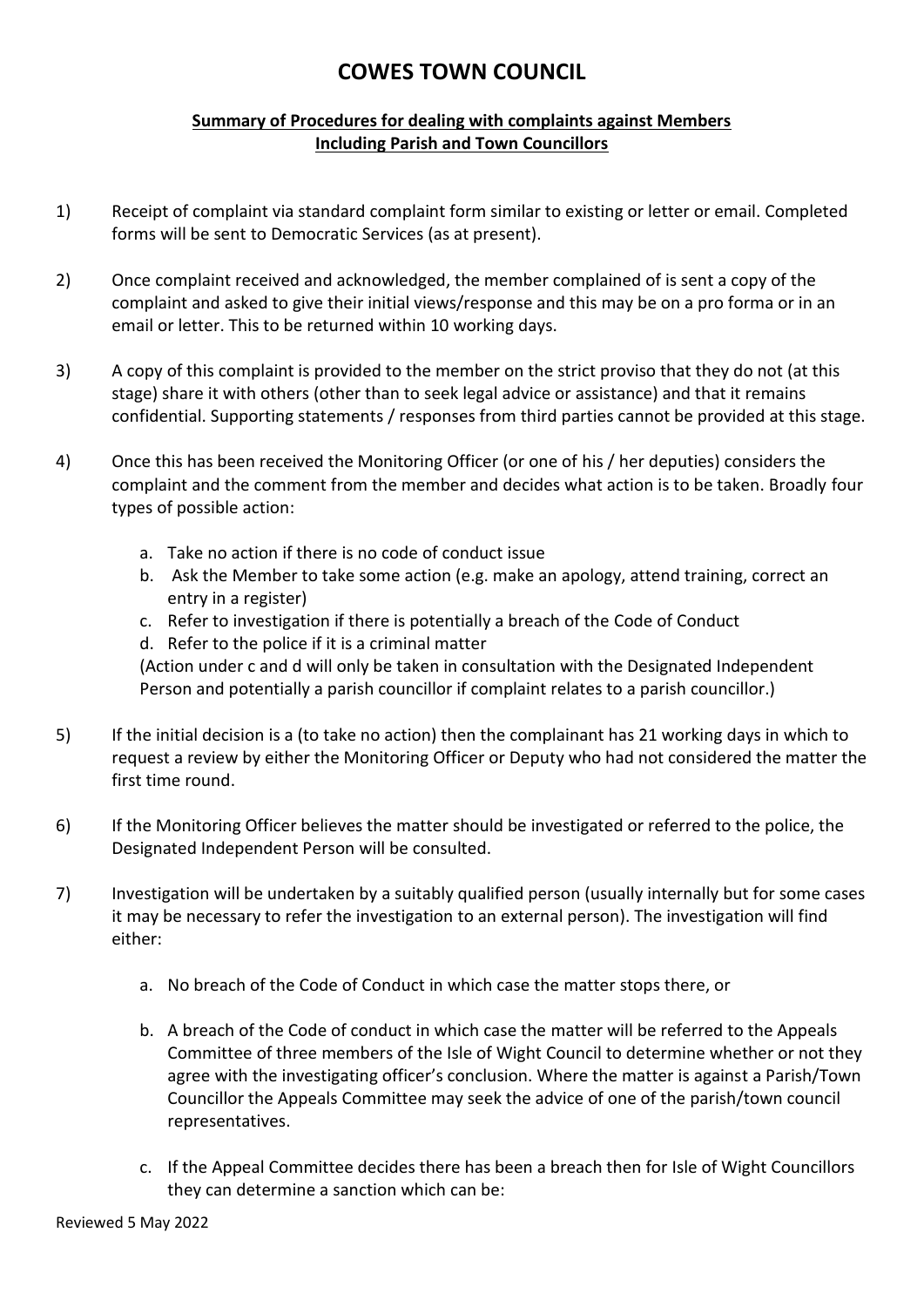# COWES TOWN COUNCIL

## Summary of Procedures for dealing with complaints against Members Including Parish and Town Councillors

1) Receipt of complaint via standard complaint form similar to existing or letter or email. Completed forms will be sent to Democratic Services (as at present).

2) Once complaint received and acknowledged, the member complained of is sent a copy of the complaint and asked to give their initial views/response and this may be on a pro forma or in an email or letter. This to be returned within 10 working days.

3) A copy of this complaint is provided to the member on the strict proviso that they do not (at this stage) share it with others (other than to seek legal advice or assistance) and that it remains confidential. Supporting statements / responses from third parties cannot be provided at this stage.

4) Once this has been received the Monitoring Officer (or one of his / her deputies) considers the complaint and the comment from the member and decides what action is to be taken. Broadly four types of possible action:

   a. Take no action if there is no code of conduct issue
   b. Ask the Member to take some action (e.g. make an apology, attend training, correct an entry in a register)
   c. Refer to investigation if there is potentially a breach of the Code of Conduct
   d. Refer to the police if it is a criminal matter

   (Action under c and d will only be taken in consultation with the Designated Independent Person and potentially a parish councillor if complaint relates to a parish councillor.)

5) If the initial decision is a (to take no action) then the complainant has 21 working days in which to request a review by either the Monitoring Officer or Deputy who had not considered the matter the first time round.

6) If the Monitoring Officer believes the matter should be investigated or referred to the police, the Designated Independent Person will be consulted.

7) Investigation will be undertaken by a suitably qualified person (usually internally but for some cases it may be necessary to refer the investigation to an external person). The investigation will find either:

   a. No breach of the Code of Conduct in which case the matter stops there, or

   b. A breach of the Code of conduct in which case the matter will be referred to the Appeals Committee of three members of the Isle of Wight Council to determine whether or not they agree with the investigating officer's conclusion. Where the matter is against a Parish/Town Councillor the Appeals Committee may seek the advice of one of the parish/town council representatives.

   c. If the Appeal Committee decides there has been a breach then for Isle of Wight Councillors they can determine a sanction which can be:

Reviewed 5 May 2022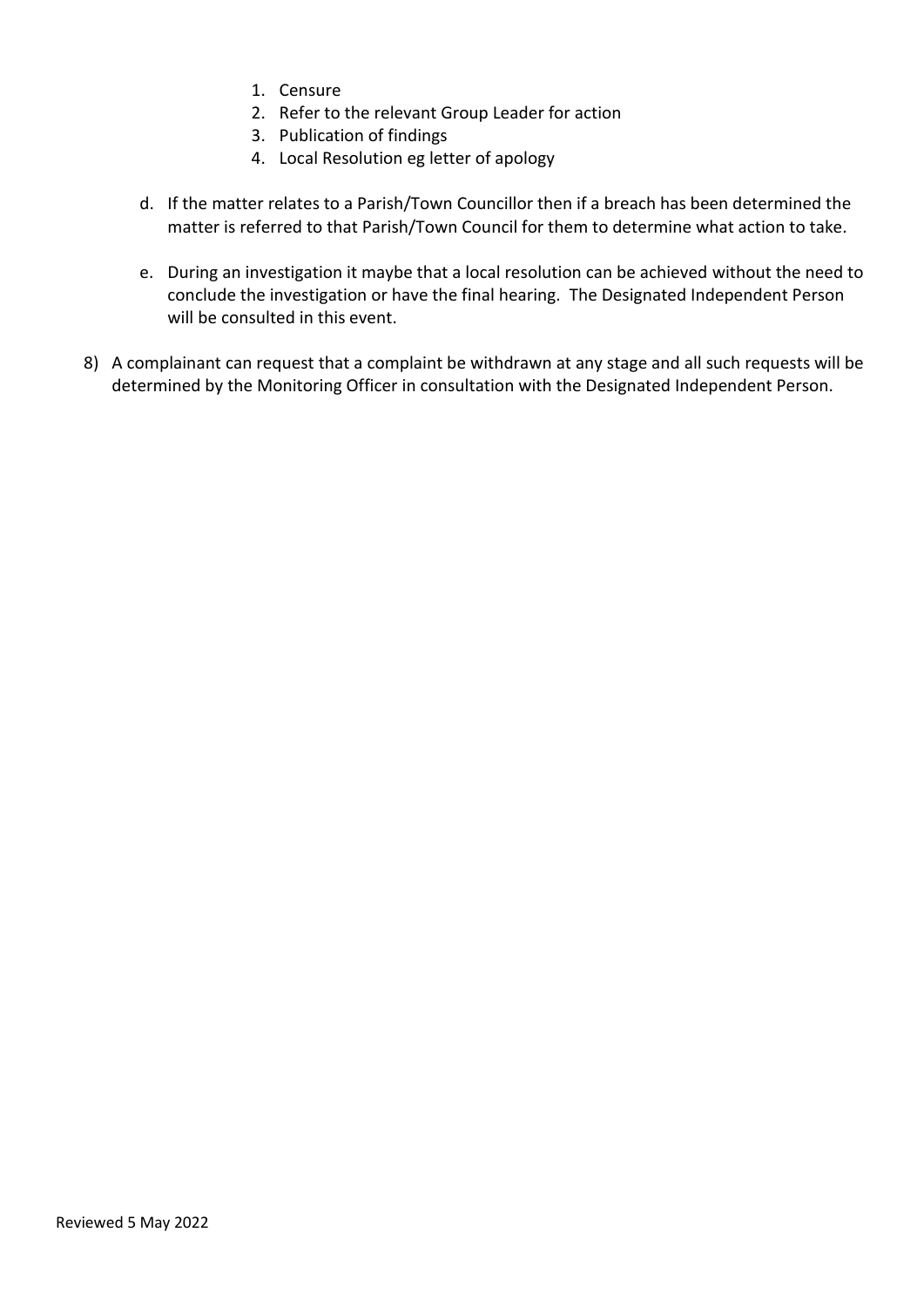1. Censure
2. Refer to the relevant Group Leader for action
3. Publication of findings
4. Local Resolution eg letter of apology

d. If the matter relates to a Parish/Town Councillor then if a breach has been determined the matter is referred to that Parish/Town Council for them to determine what action to take.

e. During an investigation it maybe that a local resolution can be achieved without the need to conclude the investigation or have the final hearing. The Designated Independent Person will be consulted in this event.

8) A complainant can request that a complaint be withdrawn at any stage and all such requests will be determined by the Monitoring Officer in consultation with the Designated Independent Person.

Reviewed 5 May 2022